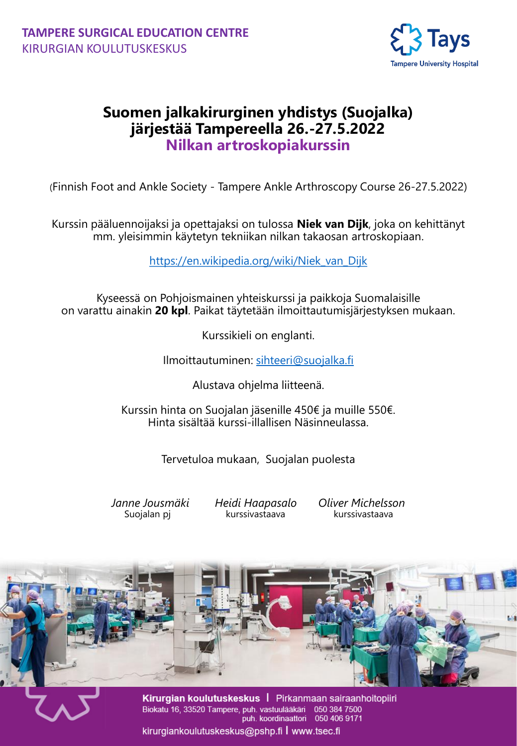**TAMPERE SURGICAL EDUCATION CENTRE**
KIRURGIAN KOULUTUSKESKUS

Tays
Tampere University Hospital

# Suomen jalkakirurginen yhdistys (Suojalka) järjestää Tampereella 26.-27.5.2022 Nilkan artroskopiakurssin

(Finnish Foot and Ankle Society - Tampere Ankle Arthroscopy Course 26-27.5.2022)

Kurssin pääluennoijaksi ja opettajaksi on tulossa **Niek van Dijk**, joka on kehittänyt mm. yleisimmin käytetyn tekniikan nilkan takaosan artroskopiaan.

https://en.wikipedia.org/wiki/Niek_van_Dijk

Kyseessä on Pohjoismainen yhteiskurssi ja paikkoja Suomalaisille on varattu ainakin **20 kpl**. Paikat täytetään ilmoittautumisjärjestyksen mukaan.

Kurssikieli on englanti.

Ilmoittautuminen: sihteeri@suojalka.fi

Alustava ohjelma liitteenä.

Kurssin hinta on Suojalan jäsenille 450€ ja muille 550€.
Hinta sisältää kurssi-illallisen Näsinneulassa.

Tervetuloa mukaan, Suojalan puolesta

*Janne Jousmäki*
Suojalan pj

*Heidi Haapasalo*
kurssivastaava

*Oliver Michelsson*
kurssivastaava

**Kirurgian koulutuskeskus** | Pirkanmaan sairaanhoitopiiri
Biokatu 16, 33520 Tampere, puh. vastuulääkäri 050 384 7500
puh. koordinaattori 050 406 9171
kirurgiankoulutuskeskus@pshp.fi | www.tsec.fi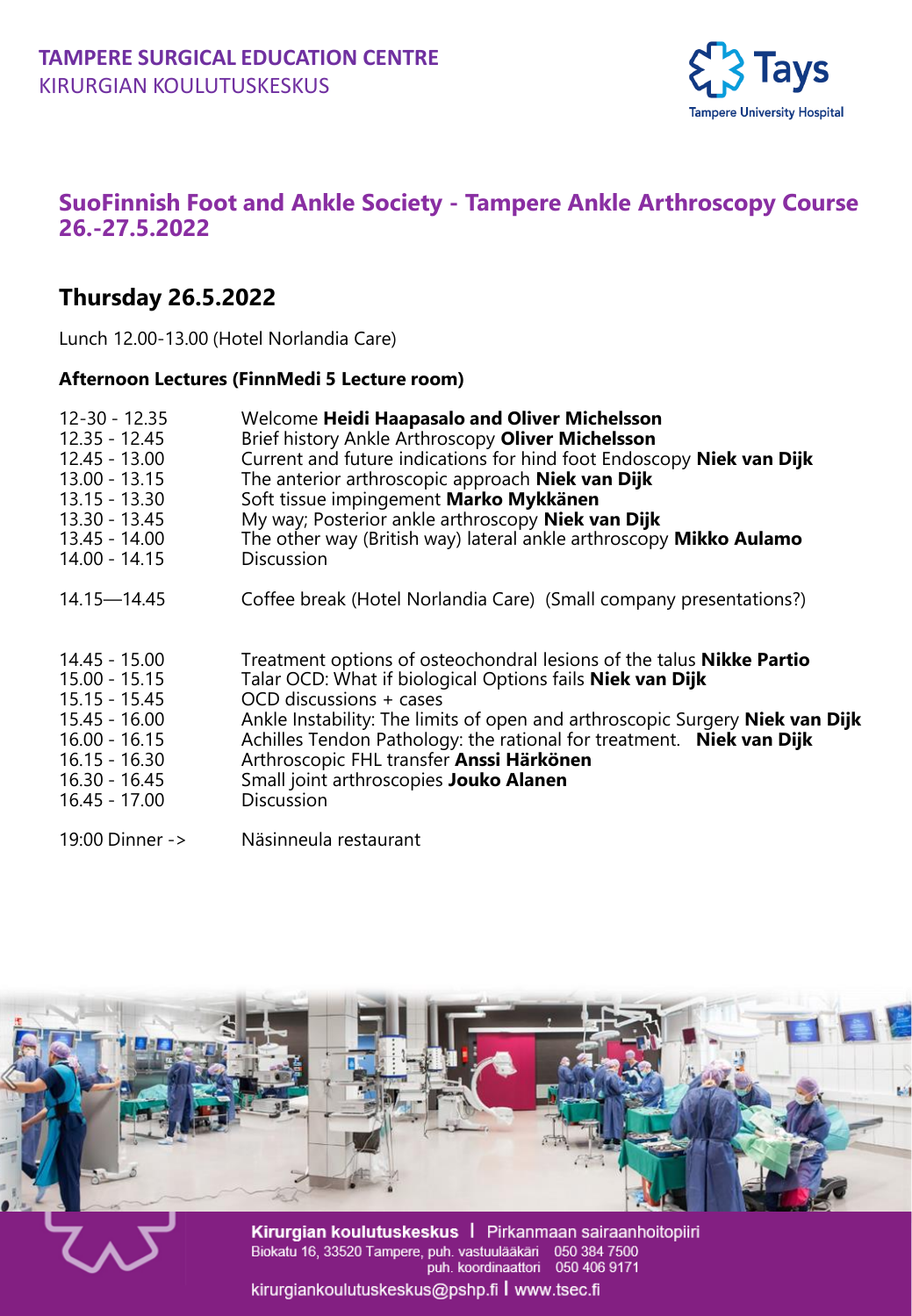**TAMPERE SURGICAL EDUCATION CENTRE**
KIRURGIAN KOULUTUSKESKUS

Tays
Tampere University Hospital

# SuoFinnish Foot and Ankle Society - Tampere Ankle Arthroscopy Course 26.-27.5.2022

## Thursday 26.5.2022

Lunch 12.00-13.00 (Hotel Norlandia Care)

**Afternoon Lectures (FinnMedi 5 Lecture room)**

| | |
|---|---|
| 12-30 - 12.35 | Welcome **Heidi Haapasalo and Oliver Michelsson** |
| 12.35 - 12.45 | Brief history Ankle Arthroscopy **Oliver Michelsson** |
| 12.45 - 13.00 | Current and future indications for hind foot Endoscopy **Niek van Dijk** |
| 13.00 - 13.15 | The anterior arthroscopic approach **Niek van Dijk** |
| 13.15 - 13.30 | Soft tissue impingement **Marko Mykkänen** |
| 13.30 - 13.45 | My way; Posterior ankle arthroscopy **Niek van Dijk** |
| 13.45 - 14.00 | The other way (British way) lateral ankle arthroscopy **Mikko Aulamo** |
| 14.00 - 14.15 | Discussion |
| 14.15—14.45 | Coffee break (Hotel Norlandia Care) (Small company presentations?) |
| 14.45 - 15.00 | Treatment options of osteochondral lesions of the talus **Nikke Partio** |
| 15.00 - 15.15 | Talar OCD: What if biological Options fails **Niek van Dijk** |
| 15.15 - 15.45 | OCD discussions + cases |
| 15.45 - 16.00 | Ankle Instability: The limits of open and arthroscopic Surgery **Niek van Dijk** |
| 16.00 - 16.15 | Achilles Tendon Pathology: the rational for treatment. **Niek van Dijk** |
| 16.15 - 16.30 | Arthroscopic FHL transfer **Anssi Härkönen** |
| 16.30 - 16.45 | Small joint arthroscopies **Jouko Alanen** |
| 16.45 - 17.00 | Discussion |
| 19:00 Dinner -> | Näsinneula restaurant |

**Kirurgian koulutuskeskus** | Pirkanmaan sairaanhoitopiiri
Biokatu 16, 33520 Tampere, puh. vastuulääkäri 050 384 7500
puh. koordinaattori 050 406 9171
kirurgiankoulutuskeskus@pshp.fi | www.tsec.fi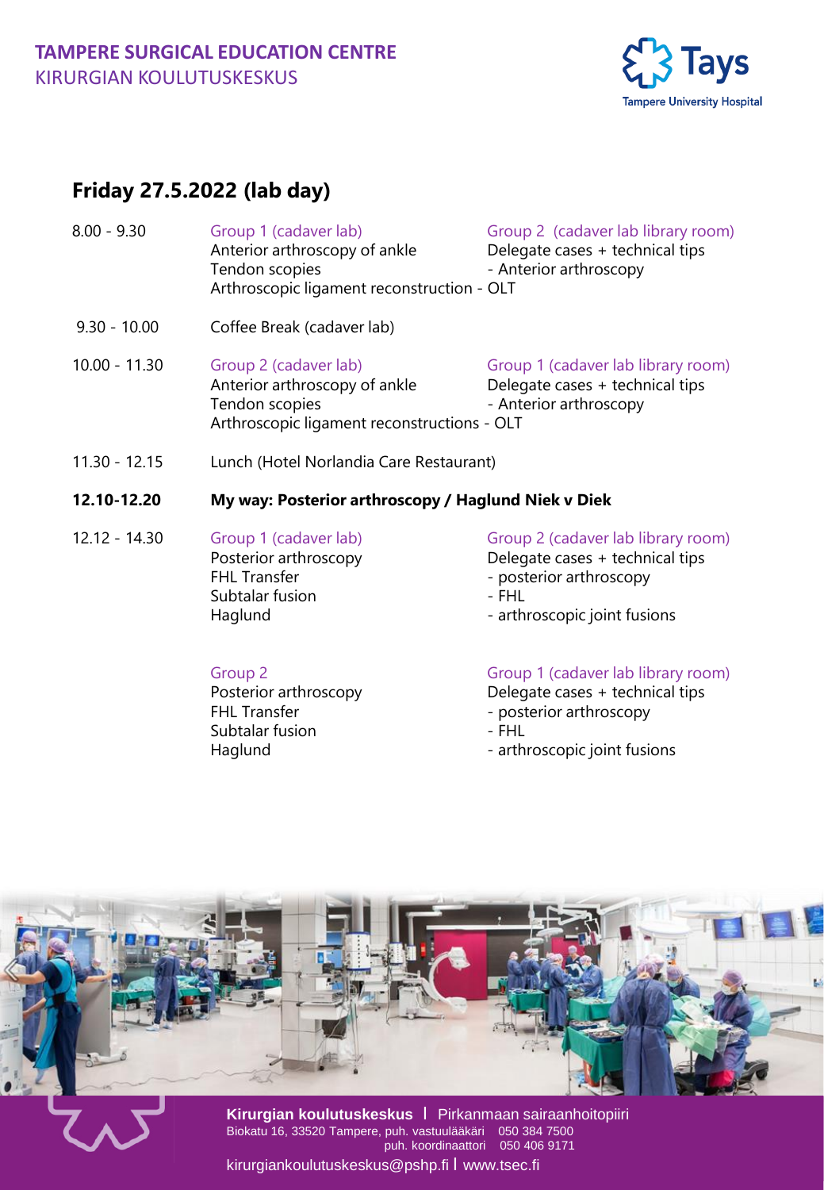TAMPERE SURGICAL EDUCATION CENTRE
KIRURGIAN KOULUTUSKESKUS

## Friday 27.5.2022 (lab day)

| | | |
|---|---|---|
| 8.00 - 9.30 | Group 1 (cadaver lab)<br>Anterior arthroscopy of ankle<br>Tendon scopies<br>Arthroscopic ligament reconstruction - OLT | Group 2 (cadaver lab library room)<br>Delegate cases + technical tips<br>- Anterior arthroscopy |
| 9.30 - 10.00 | Coffee Break (cadaver lab) | |
| 10.00 - 11.30 | Group 2 (cadaver lab)<br>Anterior arthroscopy of ankle<br>Tendon scopies<br>Arthroscopic ligament reconstructions - OLT | Group 1 (cadaver lab library room)<br>Delegate cases + technical tips<br>- Anterior arthroscopy |
| 11.30 - 12.15 | Lunch (Hotel Norlandia Care Restaurant) | |
| **12.10-12.20** | **My way: Posterior arthroscopy / Haglund Niek v Diek** | |
| 12.12 - 14.30 | Group 1 (cadaver lab)<br>Posterior arthroscopy<br>FHL Transfer<br>Subtalar fusion<br>Haglund | Group 2 (cadaver lab library room)<br>Delegate cases + technical tips<br>- posterior arthroscopy<br>- FHL<br>- arthroscopic joint fusions |
| | Group 2<br>Posterior arthroscopy<br>FHL Transfer<br>Subtalar fusion<br>Haglund | Group 1 (cadaver lab library room)<br>Delegate cases + technical tips<br>- posterior arthroscopy<br>- FHL<br>- arthroscopic joint fusions |

**Kirurgian koulutuskeskus** | Pirkanmaan sairaanhoitopiiri
Biokatu 16, 33520 Tampere, puh. vastuulääkäri 050 384 7500
puh. koordinaattori 050 406 9171
kirurgiankoulutuskeskus@pshp.fi | www.tsec.fi